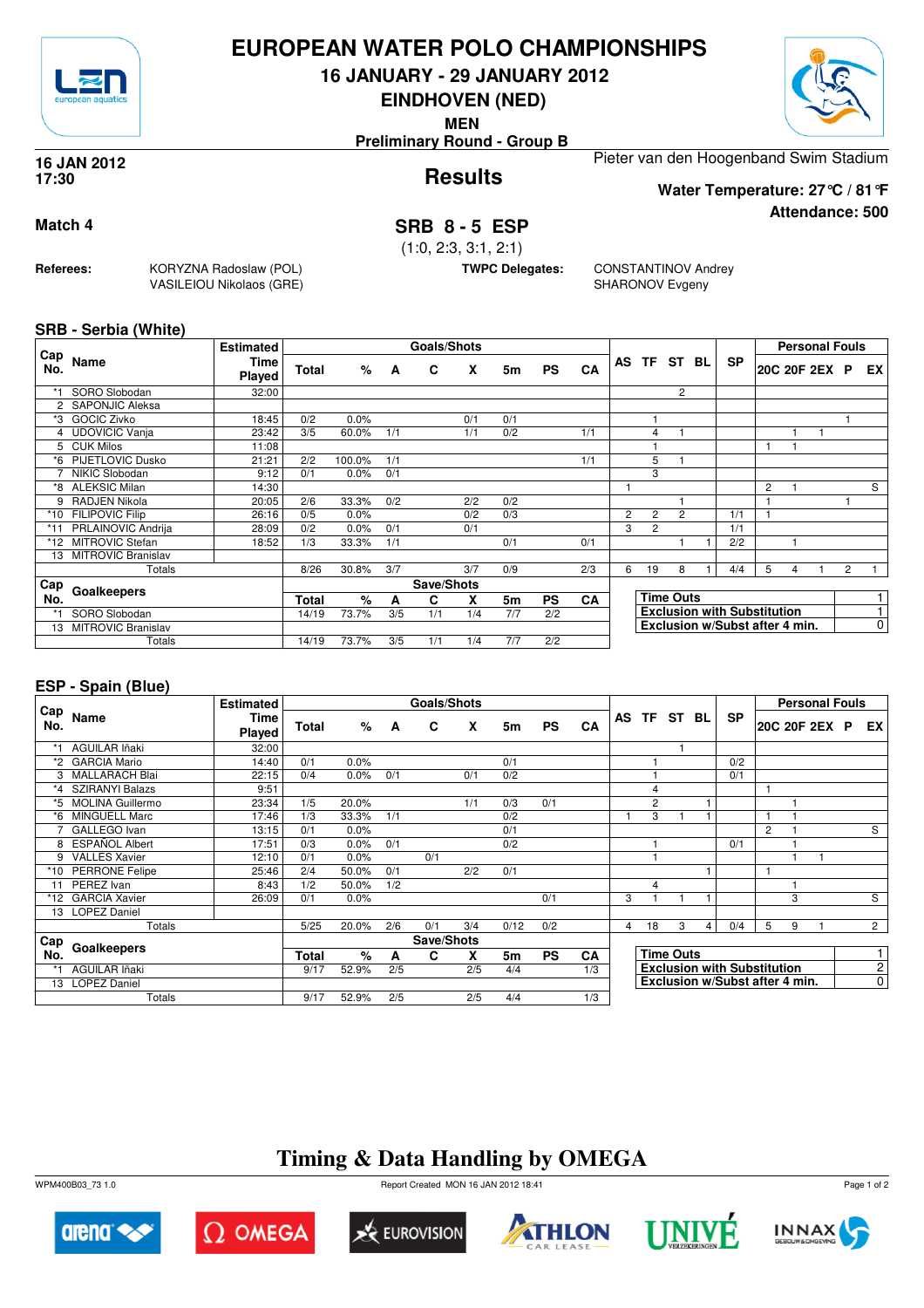# EUROPEAN WATER POLO CHAMPIONSHIPS

**16 JANUARY - 29 JANUARY 2012**

**EINDHOVEN (NED)**

**MEN**

**Preliminary Round - Group B**

**16 JAN 2012**
**17:30**

## Results

Pieter van den Hoogenband Swim Stadium

**Water Temperature: 27°C / 81°F**

**Attendance: 500**

**Match 4**

**SRB 8 - 5 ESP**

(1:0, 2:3, 3:1, 2:1)

**Referees:** KORYZNA Radoslaw (POL), VASILEIOU Nikolaos (GRE)

**TWPC Delegates:** CONSTANTINOV Andrey, SHARONOV Evgeny

### SRB - Serbia (White)

| Cap No. | Name | Estimated Time Played | Total | % | A | C | X | 5m | PS | CA | AS | TF | ST | BL | SP | 20C | 20F | 2EX | P | EX |
|---|---|---|---|---|---|---|---|---|---|---|---|---|---|---|---|---|---|---|---|---|
| *1 | SORO Slobodan | 32:00 | | | | | | | | | | | 2 | | | | | | | |
| 2 | SAPONJIC Aleksa | | | | | | | | | | | | | | | | | | | |
| *3 | GOCIC Zivko | 18:45 | 0/2 | 0.0% | | | 0/1 | 0/1 | | | | 1 | | | | | | | 1 | |
| 4 | UDOVICIC Vanja | 23:42 | 3/5 | 60.0% | 1/1 | | 1/1 | 0/2 | | 1/1 | | 4 | 1 | | | | 1 | 1 | | |
| 5 | CUK Milos | 11:08 | | | | | | | | | | 1 | | | | 1 | 1 | | | |
| *6 | PIJETLOVIC Dusko | 21:21 | 2/2 | 100.0% | 1/1 | | | | | 1/1 | | 5 | 1 | | | | | | | |
| 7 | NIKIC Slobodan | 9:12 | 0/1 | 0.0% | 0/1 | | | | | | | 3 | | | | | | | | |
| *8 | ALEKSIC Milan | 14:30 | | | | | | | | | 1 | | | | | 2 | 1 | | | S |
| 9 | RADJEN Nikola | 20:05 | 2/6 | 33.3% | 0/2 | | 2/2 | 0/2 | | | | | 1 | | | 1 | | | 1 | |
| *10 | FILIPOVIC Filip | 26:16 | 0/5 | 0.0% | | | 0/2 | 0/3 | | | 2 | 2 | 2 | | 1/1 | 1 | | | | |
| *11 | PRLAINOVIC Andrija | 28:09 | 0/2 | 0.0% | 0/1 | | 0/1 | | | | 3 | 2 | | | 1/1 | | | | | |
| *12 | MITROVIC Stefan | 18:52 | 1/3 | 33.3% | 1/1 | | | 0/1 | | 0/1 | | | 1 | 1 | 2/2 | | 1 | | | |
| 13 | MITROVIC Branislav | | | | | | | | | | | | | | | | | | | |
| | Totals | | 8/26 | 30.8% | 3/7 | | 3/7 | 0/9 | | 2/3 | 6 | 19 | 8 | 1 | 4/4 | 5 | 4 | 1 | 2 | 1 |

| Cap No. | Goalkeepers | Total | % | A | C | X | 5m | PS | CA |
|---|---|---|---|---|---|---|---|---|---|
| *1 | SORO Slobodan | 14/19 | 73.7% | 3/5 | 1/1 | 1/4 | 7/7 | 2/2 | |
| 13 | MITROVIC Branislav | | | | | | | | |
| | Totals | 14/19 | 73.7% | 3/5 | 1/1 | 1/4 | 7/7 | 2/2 | |

| | |
|---|---|
| Time Outs | 1 |
| Exclusion with Substitution | 1 |
| Exclusion w/Subst after 4 min. | 0 |

### ESP - Spain (Blue)

| Cap No. | Name | Estimated Time Played | Total | % | A | C | X | 5m | PS | CA | AS | TF | ST | BL | SP | 20C | 20F | 2EX | P | EX |
|---|---|---|---|---|---|---|---|---|---|---|---|---|---|---|---|---|---|---|---|---|
| *1 | AGUILAR Iñaki | 32:00 | | | | | | | | | | | 1 | | | | | | | |
| *2 | GARCIA Mario | 14:40 | 0/1 | 0.0% | | | | 0/1 | | | | 1 | | | 0/2 | | | | | |
| 3 | MALLARACH Blai | 22:15 | 0/4 | 0.0% | 0/1 | | 0/1 | 0/2 | | | | 1 | | | 0/1 | | | | | |
| *4 | SZIRANYI Balazs | 9:51 | | | | | | | | | | 4 | | | | 1 | | | | |
| *5 | MOLINA Guillermo | 23:34 | 1/5 | 20.0% | | | 1/1 | 0/3 | 0/1 | | | 2 | | 1 | | | 1 | | | |
| *6 | MINGUELL Marc | 17:46 | 1/3 | 33.3% | 1/1 | | | 0/2 | | | 1 | 3 | 1 | 1 | | 1 | 1 | | | |
| 7 | GALLEGO Ivan | 13:15 | 0/1 | 0.0% | | | | 0/1 | | | | | | | | 2 | 1 | | | S |
| 8 | ESPAÑOL Albert | 17:51 | 0/3 | 0.0% | 0/1 | | | 0/2 | | | | 1 | | | 0/1 | | 1 | | | |
| 9 | VALLES Xavier | 12:10 | 0/1 | 0.0% | | 0/1 | | | | | | 1 | | | | | 1 | 1 | | |
| *10 | PERRONE Felipe | 25:46 | 2/4 | 50.0% | 0/1 | | 2/2 | 0/1 | | | | | | 1 | | 1 | | | | |
| 11 | PEREZ Ivan | 8:43 | 1/2 | 50.0% | 1/2 | | | | | | | 4 | | | | | 1 | | | |
| *12 | GARCIA Xavier | 26:09 | 0/1 | 0.0% | | | | | 0/1 | | 3 | 1 | 1 | 1 | | | 3 | | | S |
| 13 | LOPEZ Daniel | | | | | | | | | | | | | | | | | | | |
| | Totals | | 5/25 | 20.0% | 2/6 | 0/1 | 3/4 | 0/12 | 0/2 | | 4 | 18 | 3 | 4 | 0/4 | 5 | 9 | 1 | | 2 |

| Cap No. | Goalkeepers | Total | % | A | C | X | 5m | PS | CA |
|---|---|---|---|---|---|---|---|---|---|
| *1 | AGUILAR Iñaki | 9/17 | 52.9% | 2/5 | | 2/5 | 4/4 | | 1/3 |
| 13 | LOPEZ Daniel | | | | | | | | |
| | Totals | 9/17 | 52.9% | 2/5 | | 2/5 | 4/4 | | 1/3 |

| | |
|---|---|
| Time Outs | 1 |
| Exclusion with Substitution | 2 |
| Exclusion w/Subst after 4 min. | 0 |

## Timing & Data Handling by OMEGA

WPM400B03_73 1.0 Report Created MON 16 JAN 2012 18:41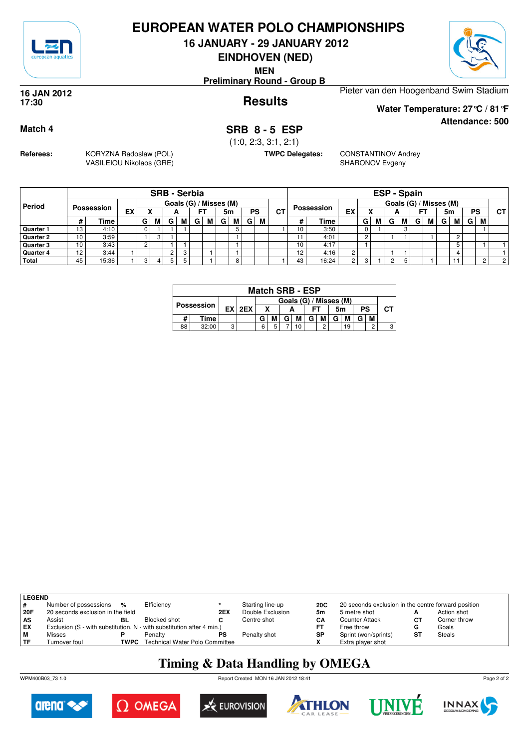# EUROPEAN WATER POLO CHAMPIONSHIPS

## 16 JANUARY - 29 JANUARY 2012

## EINDHOVEN (NED)

**MEN**

**Preliminary Round - Group B**

**16 JAN 2012**
**17:30**

## Results

Pieter van den Hoogenband Swim Stadium

**Water Temperature: 27°C / 81°F**

**Attendance: 500**

**Match 4**

## SRB 8 - 5 ESP

(1:0, 2:3, 3:1, 2:1)

**Referees:** KORYZNA Radoslaw (POL), VASILEIOU Nikolaos (GRE)

**TWPC Delegates:** CONSTANTINOV Andrey, SHARONOV Evgeny

| Period | SRB - Serbia | | | | | | | | | | | | | | ESP - Spain | | | | | | | | | | | | | |
|---|---|---|---|---|---|---|---|---|---|---|---|---|---|---|---|---|---|---|---|---|---|---|---|---|---|---|---|---|
| | Possession | | EX | Goals (G) / Misses (M) | | | | | | | | | | CT | Possession | | EX | Goals (G) / Misses (M) | | | | | | | | | | CT |
| | | | | X | | A | | FT | | 5m | | PS | | | | | | X | | A | | FT | | 5m | | PS | | |
| | # | Time | | G | M | G | M | G | M | G | M | G | M | | # | Time | | G | M | G | M | G | M | G | M | G | M | |
| Quarter 1 | 13 | 4:10 | | 0 | 1 | 1 | 1 | | | | 5 | | | 1 | 10 | 3:50 | | 0 | 1 | | 3 | | | | | | 1 | |
| Quarter 2 | 10 | 3:59 | | 1 | 3 | 1 | | | | | 1 | | | | 11 | 4:01 | | 2 | | 1 | 1 | | 1 | | 2 | | | |
| Quarter 3 | 10 | 3:43 | | 2 | | 1 | 1 | | | | 1 | | | | 10 | 4:17 | | 1 | | | | | | | 5 | | 1 | 1 |
| Quarter 4 | 12 | 3:44 | 1 | | | 2 | 3 | | 1 | | 1 | | | | 12 | 4:16 | 2 | | | 1 | 1 | | | | 4 | | | 1 |
| Total | 45 | 15:36 | 1 | 3 | 4 | 5 | 5 | | 1 | | 8 | | | 1 | 43 | 16:24 | 2 | 3 | 1 | 2 | 5 | | 1 | | 11 | | 2 | 2 |

| Match SRB - ESP | | | | | | | | | | | | | | |
|---|---|---|---|---|---|---|---|---|---|---|---|---|---|---|
| Possession | | EX | 2EX | Goals (G) / Misses (M) | | | | | | | | | | CT |
| | | | | X | | A | | FT | | 5m | | PS | | |
| # | Time | | | G | M | G | M | G | M | G | M | G | M | |
| 88 | 32:00 | 3 | | 6 | 5 | 7 | 10 | | 2 | | 19 | | 2 | 3 |

**LEGEND**

| | | | | | | | |
|---|---|---|---|---|---|---|---|
| # | Number of possessions | % | Efficiency | * | Starting line-up | 20C | 20 seconds exclusion in the centre forward position |
| 20F | 20 seconds exclusion in the field | | | 2EX | Double Exclusion | 5m | 5 metre shot |
| AS | Assist | BL | Blocked shot | C | Centre shot | CA | Counter Attack |
| EX | Exclusion (S - with substitution, N - with substitution after 4 min.) | | | | | FT | Free throw |
| M | Misses | P | Penalty | PS | Penalty shot | SP | Sprint (won/sprints) |
| TF | Turnover foul | TWPC | Technical Water Polo Committee | | | X | Extra player shot |
| A | Action shot | CT | Corner throw | G | Goals | ST | Steals |

## Timing & Data Handling by OMEGA

WPM400B03_73 1.0 — Report Created MON 16 JAN 2012 18:41